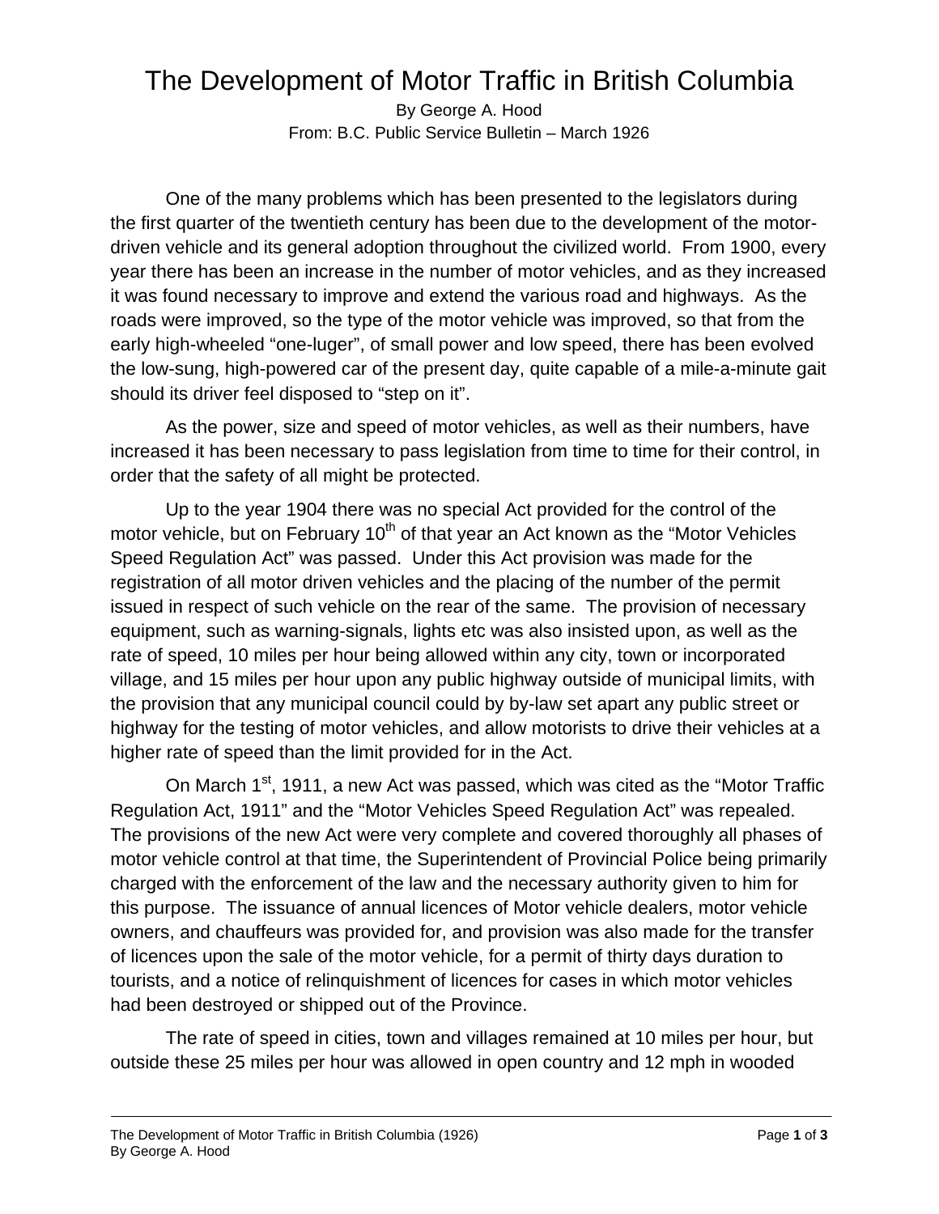# The Development of Motor Traffic in British Columbia

By George A. Hood
From: B.C. Public Service Bulletin – March 1926

One of the many problems which has been presented to the legislators during the first quarter of the twentieth century has been due to the development of the motor-driven vehicle and its general adoption throughout the civilized world. From 1900, every year there has been an increase in the number of motor vehicles, and as they increased it was found necessary to improve and extend the various road and highways. As the roads were improved, so the type of the motor vehicle was improved, so that from the early high-wheeled "one-luger", of small power and low speed, there has been evolved the low-sung, high-powered car of the present day, quite capable of a mile-a-minute gait should its driver feel disposed to "step on it".

As the power, size and speed of motor vehicles, as well as their numbers, have increased it has been necessary to pass legislation from time to time for their control, in order that the safety of all might be protected.

Up to the year 1904 there was no special Act provided for the control of the motor vehicle, but on February 10th of that year an Act known as the "Motor Vehicles Speed Regulation Act" was passed. Under this Act provision was made for the registration of all motor driven vehicles and the placing of the number of the permit issued in respect of such vehicle on the rear of the same. The provision of necessary equipment, such as warning-signals, lights etc was also insisted upon, as well as the rate of speed, 10 miles per hour being allowed within any city, town or incorporated village, and 15 miles per hour upon any public highway outside of municipal limits, with the provision that any municipal council could by by-law set apart any public street or highway for the testing of motor vehicles, and allow motorists to drive their vehicles at a higher rate of speed than the limit provided for in the Act.

On March 1st, 1911, a new Act was passed, which was cited as the "Motor Traffic Regulation Act, 1911" and the "Motor Vehicles Speed Regulation Act" was repealed. The provisions of the new Act were very complete and covered thoroughly all phases of motor vehicle control at that time, the Superintendent of Provincial Police being primarily charged with the enforcement of the law and the necessary authority given to him for this purpose. The issuance of annual licences of Motor vehicle dealers, motor vehicle owners, and chauffeurs was provided for, and provision was also made for the transfer of licences upon the sale of the motor vehicle, for a permit of thirty days duration to tourists, and a notice of relinquishment of licences for cases in which motor vehicles had been destroyed or shipped out of the Province.

The rate of speed in cities, town and villages remained at 10 miles per hour, but outside these 25 miles per hour was allowed in open country and 12 mph in wooded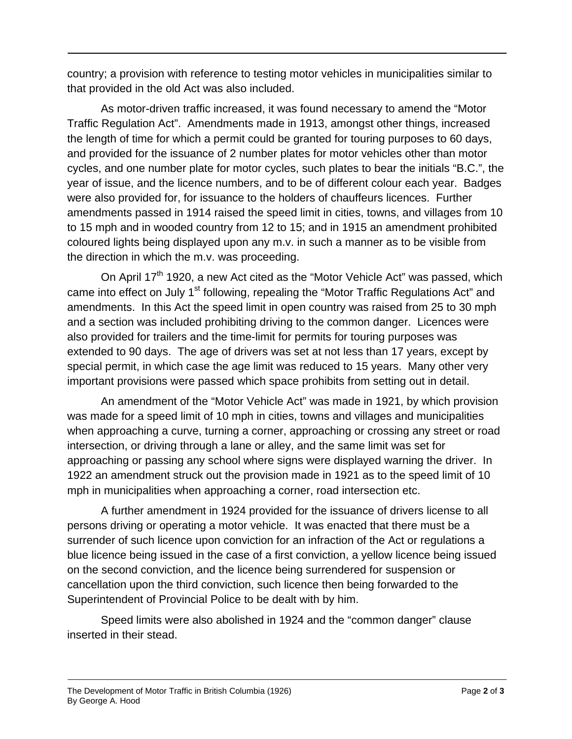country; a provision with reference to testing motor vehicles in municipalities similar to that provided in the old Act was also included.

As motor-driven traffic increased, it was found necessary to amend the "Motor Traffic Regulation Act". Amendments made in 1913, amongst other things, increased the length of time for which a permit could be granted for touring purposes to 60 days, and provided for the issuance of 2 number plates for motor vehicles other than motor cycles, and one number plate for motor cycles, such plates to bear the initials "B.C.", the year of issue, and the licence numbers, and to be of different colour each year. Badges were also provided for, for issuance to the holders of chauffeurs licences. Further amendments passed in 1914 raised the speed limit in cities, towns, and villages from 10 to 15 mph and in wooded country from 12 to 15; and in 1915 an amendment prohibited coloured lights being displayed upon any m.v. in such a manner as to be visible from the direction in which the m.v. was proceeding.

On April 17th 1920, a new Act cited as the "Motor Vehicle Act" was passed, which came into effect on July 1st following, repealing the "Motor Traffic Regulations Act" and amendments. In this Act the speed limit in open country was raised from 25 to 30 mph and a section was included prohibiting driving to the common danger. Licences were also provided for trailers and the time-limit for permits for touring purposes was extended to 90 days. The age of drivers was set at not less than 17 years, except by special permit, in which case the age limit was reduced to 15 years. Many other very important provisions were passed which space prohibits from setting out in detail.

An amendment of the "Motor Vehicle Act" was made in 1921, by which provision was made for a speed limit of 10 mph in cities, towns and villages and municipalities when approaching a curve, turning a corner, approaching or crossing any street or road intersection, or driving through a lane or alley, and the same limit was set for approaching or passing any school where signs were displayed warning the driver. In 1922 an amendment struck out the provision made in 1921 as to the speed limit of 10 mph in municipalities when approaching a corner, road intersection etc.

A further amendment in 1924 provided for the issuance of drivers license to all persons driving or operating a motor vehicle. It was enacted that there must be a surrender of such licence upon conviction for an infraction of the Act or regulations a blue licence being issued in the case of a first conviction, a yellow licence being issued on the second conviction, and the licence being surrendered for suspension or cancellation upon the third conviction, such licence then being forwarded to the Superintendent of Provincial Police to be dealt with by him.

Speed limits were also abolished in 1924 and the "common danger" clause inserted in their stead.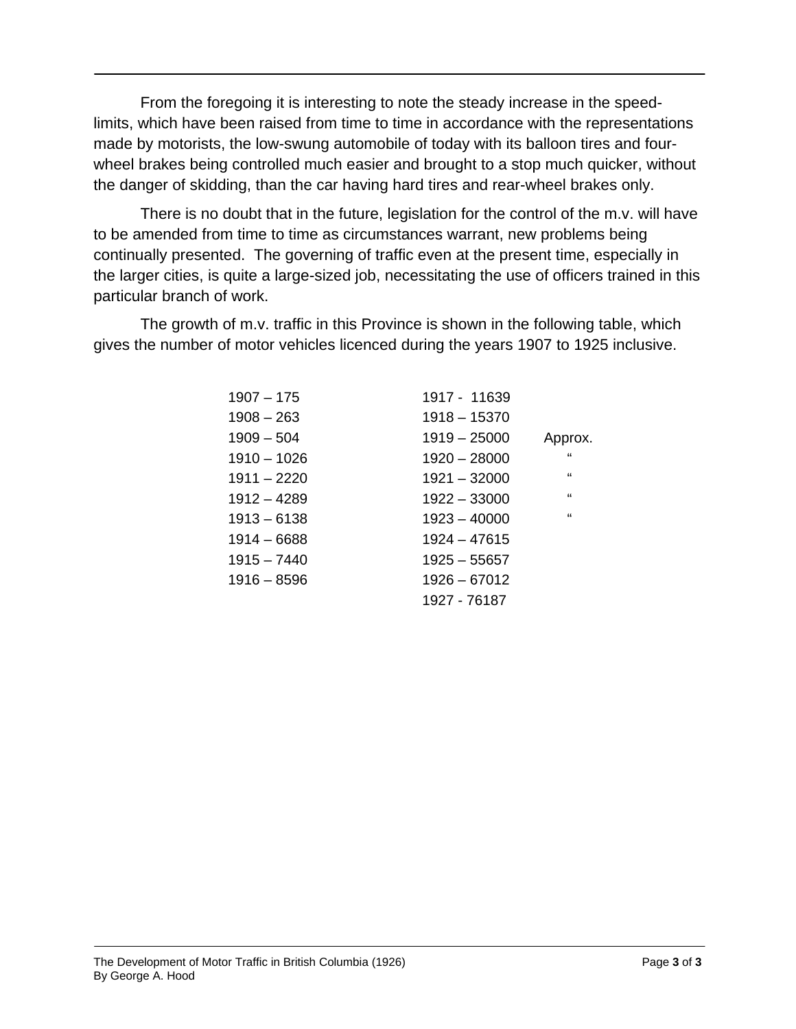From the foregoing it is interesting to note the steady increase in the speed-limits, which have been raised from time to time in accordance with the representations made by motorists, the low-swung automobile of today with its balloon tires and four-wheel brakes being controlled much easier and brought to a stop much quicker, without the danger of skidding, than the car having hard tires and rear-wheel brakes only.

There is no doubt that in the future, legislation for the control of the m.v. will have to be amended from time to time as circumstances warrant, new problems being continually presented. The governing of traffic even at the present time, especially in the larger cities, is quite a large-sized job, necessitating the use of officers trained in this particular branch of work.

The growth of m.v. traffic in this Province is shown in the following table, which gives the number of motor vehicles licenced during the years 1907 to 1925 inclusive.

| | | |
|---|---|---|
| 1907 – 175 | 1917 - 11639 | |
| 1908 – 263 | 1918 – 15370 | |
| 1909 – 504 | 1919 – 25000 | Approx. |
| 1910 – 1026 | 1920 – 28000 | " |
| 1911 – 2220 | 1921 – 32000 | " |
| 1912 – 4289 | 1922 – 33000 | " |
| 1913 – 6138 | 1923 – 40000 | " |
| 1914 – 6688 | 1924 – 47615 | |
| 1915 – 7440 | 1925 – 55657 | |
| 1916 – 8596 | 1926 – 67012 | |
| | 1927 - 76187 | |